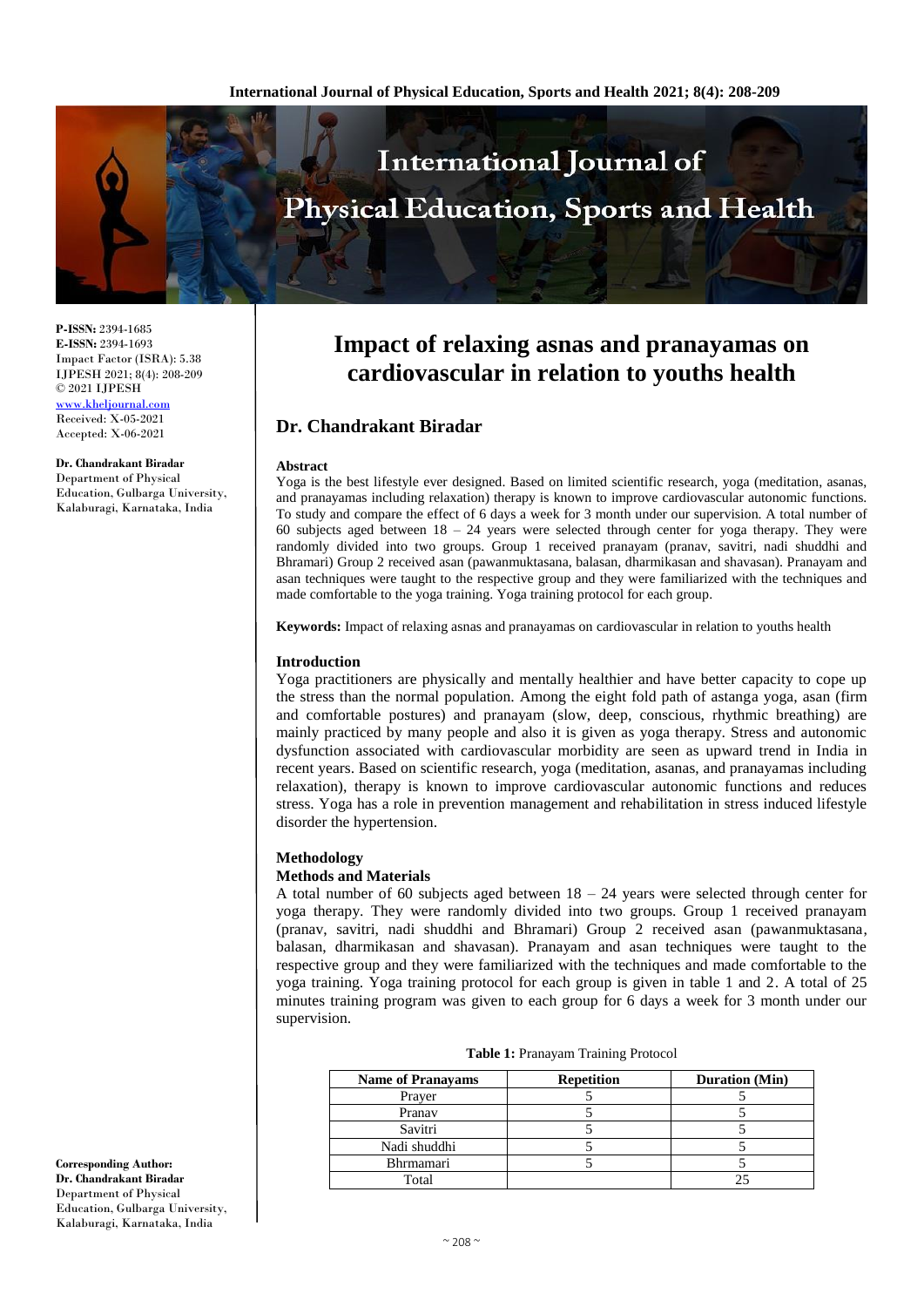**P-ISSN:** 2394-1685
**E-ISSN:** 2394-1693
Impact Factor (ISRA): 5.38
IJPESH 2021; 8(4): 208-209
© 2021 IJPESH
www.kheljournal.com
Received: X-05-2021
Accepted: X-06-2021

**Dr. Chandrakant Biradar**
Department of Physical Education, Gulbarga University, Kalaburagi, Karnataka, India

**Corresponding Author:**
**Dr. Chandrakant Biradar**
Department of Physical Education, Gulbarga University, Kalaburagi, Karnataka, India

# Impact of relaxing asnas and pranayamas on cardiovascular in relation to youths health

## Dr. Chandrakant Biradar

### Abstract

Yoga is the best lifestyle ever designed. Based on limited scientific research, yoga (meditation, asanas, and pranayamas including relaxation) therapy is known to improve cardiovascular autonomic functions. To study and compare the effect of 6 days a week for 3 month under our supervision. A total number of 60 subjects aged between 18 – 24 years were selected through center for yoga therapy. They were randomly divided into two groups. Group 1 received pranayam (pranav, savitri, nadi shuddhi and Bhramari) Group 2 received asan (pawanmuktasana, balasan, dharmikasan and shavasan). Pranayam and asan techniques were taught to the respective group and they were familiarized with the techniques and made comfortable to the yoga training. Yoga training protocol for each group.

**Keywords:** Impact of relaxing asnas and pranayamas on cardiovascular in relation to youths health

### Introduction

Yoga practitioners are physically and mentally healthier and have better capacity to cope up the stress than the normal population. Among the eight fold path of astanga yoga, asan (firm and comfortable postures) and pranayam (slow, deep, conscious, rhythmic breathing) are mainly practiced by many people and also it is given as yoga therapy. Stress and autonomic dysfunction associated with cardiovascular morbidity are seen as upward trend in India in recent years. Based on scientific research, yoga (meditation, asanas, and pranayamas including relaxation), therapy is known to improve cardiovascular autonomic functions and reduces stress. Yoga has a role in prevention management and rehabilitation in stress induced lifestyle disorder the hypertension.

### Methodology

#### Methods and Materials

A total number of 60 subjects aged between 18 – 24 years were selected through center for yoga therapy. They were randomly divided into two groups. Group 1 received pranayam (pranav, savitri, nadi shuddhi and Bhramari) Group 2 received asan (pawanmuktasana, balasan, dharmikasan and shavasan). Pranayam and asan techniques were taught to the respective group and they were familiarized with the techniques and made comfortable to the yoga training. Yoga training protocol for each group is given in table 1 and 2. A total of 25 minutes training program was given to each group for 6 days a week for 3 month under our supervision.

**Table 1:** Pranayam Training Protocol

| Name of Pranayams | Repetition | Duration (Min) |
|---|---|---|
| Prayer | 5 | 5 |
| Pranav | 5 | 5 |
| Savitri | 5 | 5 |
| Nadi shuddhi | 5 | 5 |
| Bhrmamari | 5 | 5 |
| Total | | 25 |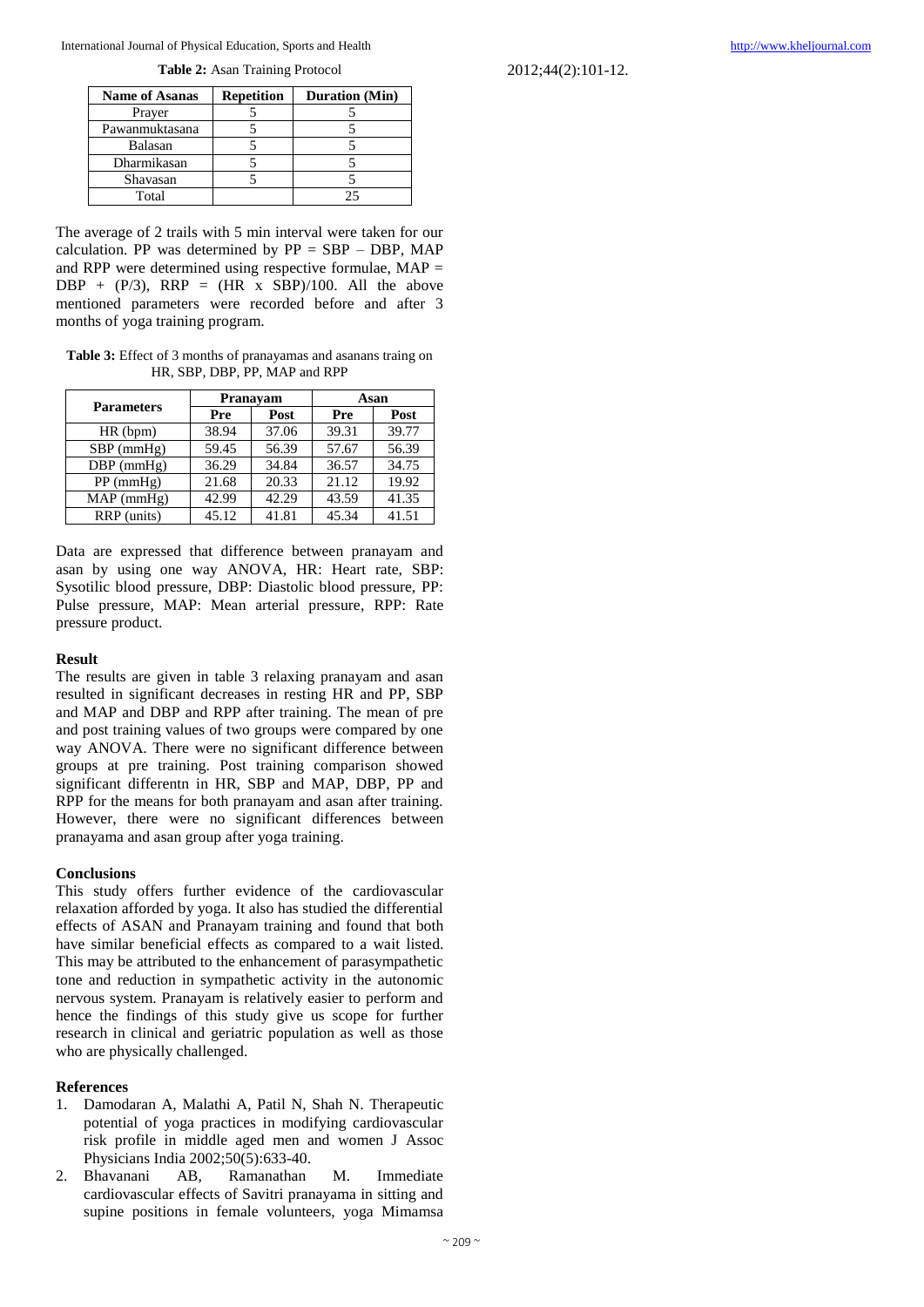**Table 2:** Asan Training Protocol

| Name of Asanas | Repetition | Duration (Min) |
|---|---|---|
| Prayer | 5 | 5 |
| Pawanmuktasana | 5 | 5 |
| Balasan | 5 | 5 |
| Dharmikasan | 5 | 5 |
| Shavasan | 5 | 5 |
| Total | | 25 |

The average of 2 trails with 5 min interval were taken for our calculation. PP was determined by PP = SBP – DBP, MAP and RPP were determined using respective formulae, MAP = DBP + (P/3), RRP = (HR x SBP)/100. All the above mentioned parameters were recorded before and after 3 months of yoga training program.

**Table 3:** Effect of 3 months of pranayamas and asanans traing on HR, SBP, DBP, PP, MAP and RPP

| Parameters | Pranayam | | Asan | |
|---|---|---|---|---|
| | Pre | Post | Pre | Post |
| HR (bpm) | 38.94 | 37.06 | 39.31 | 39.77 |
| SBP (mmHg) | 59.45 | 56.39 | 57.67 | 56.39 |
| DBP (mmHg) | 36.29 | 34.84 | 36.57 | 34.75 |
| PP (mmHg) | 21.68 | 20.33 | 21.12 | 19.92 |
| MAP (mmHg) | 42.99 | 42.29 | 43.59 | 41.35 |
| RRP (units) | 45.12 | 41.81 | 45.34 | 41.51 |

Data are expressed that difference between pranayam and asan by using one way ANOVA, HR: Heart rate, SBP: Sysotilic blood pressure, DBP: Diastolic blood pressure, PP: Pulse pressure, MAP: Mean arterial pressure, RPP: Rate pressure product.

## Result

The results are given in table 3 relaxing pranayam and asan resulted in significant decreases in resting HR and PP, SBP and MAP and DBP and RPP after training. The mean of pre and post training values of two groups were compared by one way ANOVA. There were no significant difference between groups at pre training. Post training comparison showed significant differentn in HR, SBP and MAP, DBP, PP and RPP for the means for both pranayam and asan after training. However, there were no significant differences between pranayama and asan group after yoga training.

## Conclusions

This study offers further evidence of the cardiovascular relaxation afforded by yoga. It also has studied the differential effects of ASAN and Pranayam training and found that both have similar beneficial effects as compared to a wait listed. This may be attributed to the enhancement of parasympathetic tone and reduction in sympathetic activity in the autonomic nervous system. Pranayam is relatively easier to perform and hence the findings of this study give us scope for further research in clinical and geriatric population as well as those who are physically challenged.

## References

1. Damodaran A, Malathi A, Patil N, Shah N. Therapeutic potential of yoga practices in modifying cardiovascular risk profile in middle aged men and women J Assoc Physicians India 2002;50(5):633-40.
2. Bhavanani AB, Ramanathan M. Immediate cardiovascular effects of Savitri pranayama in sitting and supine positions in female volunteers, yoga Mimamsa 2012;44(2):101-12.